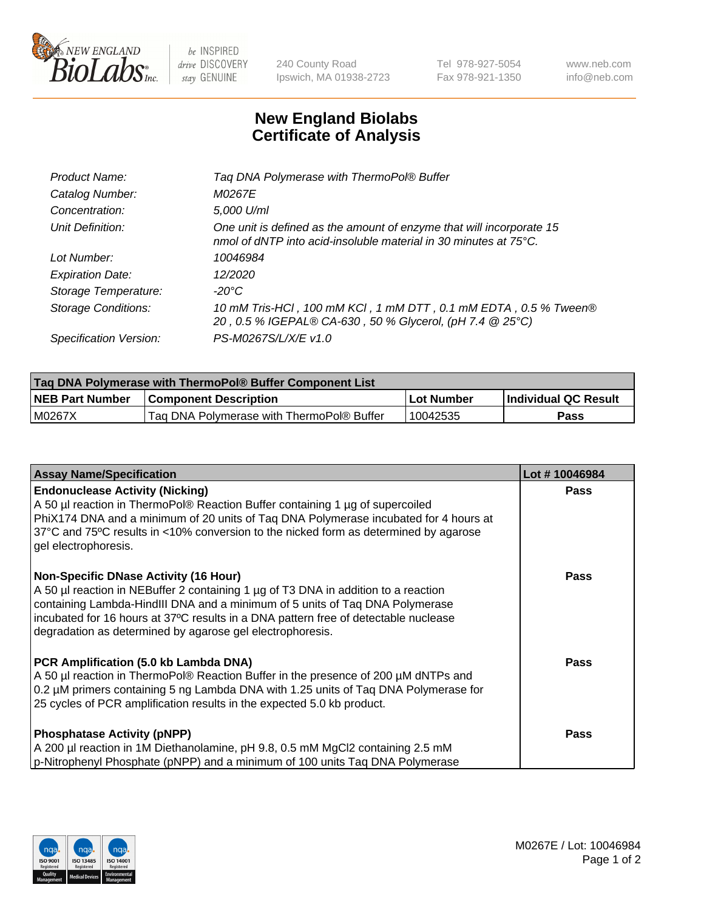New England BioLabs Inc. — be INSPIRED drive DISCOVERY stay GENUINE

240 County Road
Ipswich, MA 01938-2723

Tel 978-927-5054
Fax 978-921-1350

www.neb.com
info@neb.com

# New England Biolabs Certificate of Analysis

| | |
|---|---|
| *Product Name:* | *Taq DNA Polymerase with ThermoPol® Buffer* |
| *Catalog Number:* | *M0267E* |
| *Concentration:* | *5,000 U/ml* |
| *Unit Definition:* | *One unit is defined as the amount of enzyme that will incorporate 15 nmol of dNTP into acid-insoluble material in 30 minutes at 75°C.* |
| *Lot Number:* | *10046984* |
| *Expiration Date:* | *12/2020* |
| *Storage Temperature:* | *-20°C* |
| *Storage Conditions:* | *10 mM Tris-HCl , 100 mM KCl , 1 mM DTT , 0.1 mM EDTA , 0.5 % Tween® 20 , 0.5 % IGEPAL® CA-630 , 50 % Glycerol, (pH 7.4 @ 25°C)* |
| *Specification Version:* | *PS-M0267S/L/X/E v1.0* |

| Taq DNA Polymerase with ThermoPol® Buffer Component List | | | |
|---|---|---|---|
| **NEB Part Number** | **Component Description** | **Lot Number** | **Individual QC Result** |
| M0267X | Taq DNA Polymerase with ThermoPol® Buffer | 10042535 | **Pass** |

| Assay Name/Specification | Lot # 10046984 |
|---|---|
| **Endonuclease Activity (Nicking)**<br>A 50 µl reaction in ThermoPol® Reaction Buffer containing 1 µg of supercoiled PhiX174 DNA and a minimum of 20 units of Taq DNA Polymerase incubated for 4 hours at 37°C and 75ºC results in <10% conversion to the nicked form as determined by agarose gel electrophoresis. | **Pass** |
| **Non-Specific DNase Activity (16 Hour)**<br>A 50 µl reaction in NEBuffer 2 containing 1 µg of T3 DNA in addition to a reaction containing Lambda-HindIII DNA and a minimum of 5 units of Taq DNA Polymerase incubated for 16 hours at 37ºC results in a DNA pattern free of detectable nuclease degradation as determined by agarose gel electrophoresis. | **Pass** |
| **PCR Amplification (5.0 kb Lambda DNA)**<br>A 50 µl reaction in ThermoPol® Reaction Buffer in the presence of 200 µM dNTPs and 0.2 µM primers containing 5 ng Lambda DNA with 1.25 units of Taq DNA Polymerase for 25 cycles of PCR amplification results in the expected 5.0 kb product. | **Pass** |
| **Phosphatase Activity (pNPP)**<br>A 200 µl reaction in 1M Diethanolamine, pH 9.8, 0.5 mM MgCl2 containing 2.5 mM p-Nitrophenyl Phosphate (pNPP) and a minimum of 100 units Taq DNA Polymerase | **Pass** |

M0267E / Lot: 10046984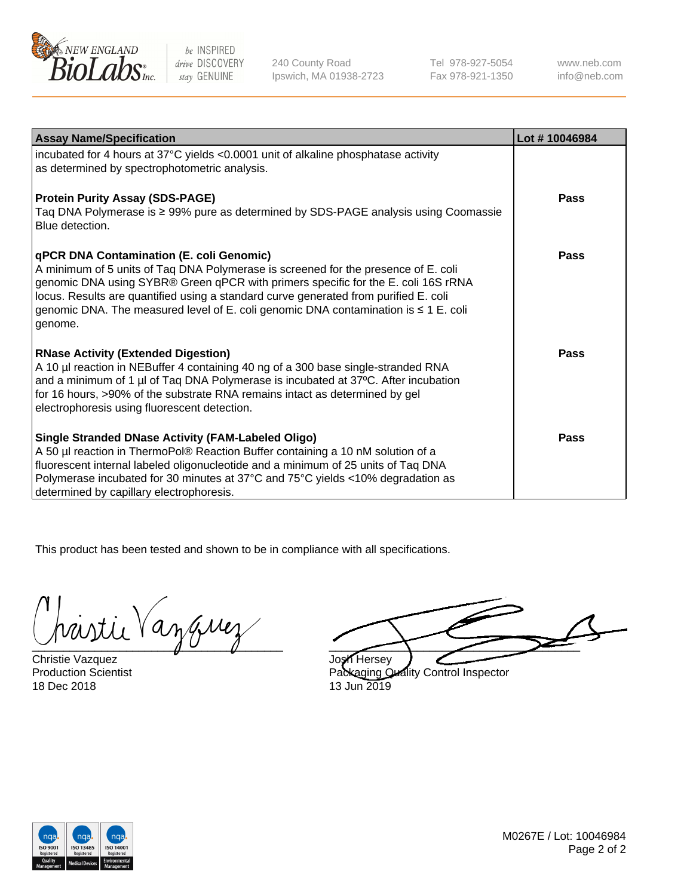| Assay Name/Specification | Lot # 10046984 |
|---|---|
| incubated for 4 hours at 37°C yields <0.0001 unit of alkaline phosphatase activity as determined by spectrophotometric analysis. | |
| **Protein Purity Assay (SDS-PAGE)**<br>Taq DNA Polymerase is ≥ 99% pure as determined by SDS-PAGE analysis using Coomassie Blue detection. | Pass |
| **qPCR DNA Contamination (E. coli Genomic)**<br>A minimum of 5 units of Taq DNA Polymerase is screened for the presence of E. coli genomic DNA using SYBR® Green qPCR with primers specific for the E. coli 16S rRNA locus. Results are quantified using a standard curve generated from purified E. coli genomic DNA. The measured level of E. coli genomic DNA contamination is ≤ 1 E. coli genome. | Pass |
| **RNase Activity (Extended Digestion)**<br>A 10 µl reaction in NEBuffer 4 containing 40 ng of a 300 base single-stranded RNA and a minimum of 1 µl of Taq DNA Polymerase is incubated at 37ºC. After incubation for 16 hours, >90% of the substrate RNA remains intact as determined by gel electrophoresis using fluorescent detection. | Pass |
| **Single Stranded DNase Activity (FAM-Labeled Oligo)**<br>A 50 µl reaction in ThermoPol® Reaction Buffer containing a 10 nM solution of a fluorescent internal labeled oligonucleotide and a minimum of 25 units of Taq DNA Polymerase incubated for 30 minutes at 37°C and 75°C yields <10% degradation as determined by capillary electrophoresis. | Pass |

This product has been tested and shown to be in compliance with all specifications.

Christie Vazquez
Production Scientist
18 Dec 2018

Josh Hersey
Packaging Quality Control Inspector
13 Jun 2019

M0267E / Lot: 10046984